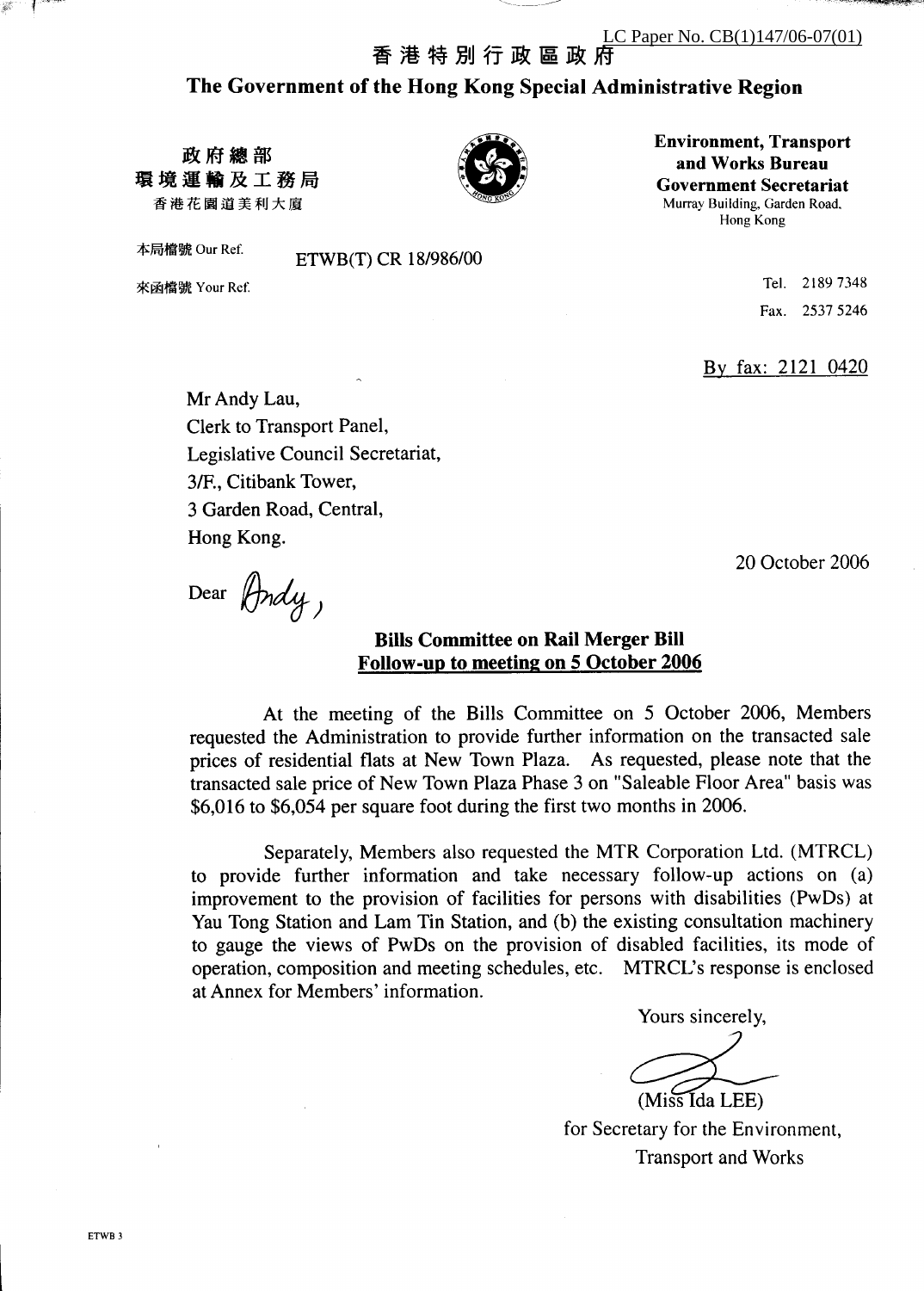LC Paper No. CB(1)147/06-07(01)

香港特別行政區政府

**The Government of the Hong Kong Special Administrative Region**

政府總部
環境運輸及工務局
香港花園道美利大廈

**Environment, Transport and Works Bureau**
**Government Secretariat**
Murray Building, Garden Road,
Hong Kong

本局檔號 Our Ref. ETWB(T) CR 18/986/00

來函檔號 Your Ref.

Tel. 2189 7348

Fax. 2537 5246

By fax: 2121 0420

Mr Andy Lau,
Clerk to Transport Panel,
Legislative Council Secretariat,
3/F., Citibank Tower,
3 Garden Road, Central,
Hong Kong.

20 October 2006

Dear Andy,

**Bills Committee on Rail Merger Bill**
**Follow-up to meeting on 5 October 2006**

At the meeting of the Bills Committee on 5 October 2006, Members requested the Administration to provide further information on the transacted sale prices of residential flats at New Town Plaza. As requested, please note that the transacted sale price of New Town Plaza Phase 3 on "Saleable Floor Area" basis was $6,016 to $6,054 per square foot during the first two months in 2006.

Separately, Members also requested the MTR Corporation Ltd. (MTRCL) to provide further information and take necessary follow-up actions on (a) improvement to the provision of facilities for persons with disabilities (PwDs) at Yau Tong Station and Lam Tin Station, and (b) the existing consultation machinery to gauge the views of PwDs on the provision of disabled facilities, its mode of operation, composition and meeting schedules, etc. MTRCL's response is enclosed at Annex for Members' information.

Yours sincerely,

(Miss Ida LEE)
for Secretary for the Environment,
Transport and Works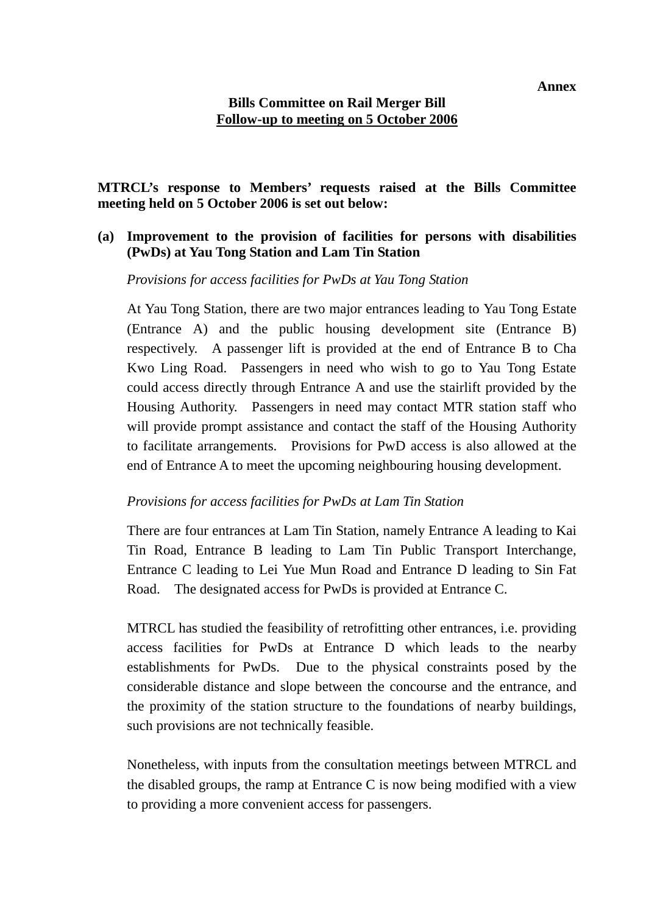**Annex**

**Bills Committee on Rail Merger Bill**
**<u>Follow-up to meeting on 5 October 2006</u>**

**MTRCL's response to Members' requests raised at the Bills Committee meeting held on 5 October 2006 is set out below:**

**(a) Improvement to the provision of facilities for persons with disabilities (PwDs) at Yau Tong Station and Lam Tin Station**

*Provisions for access facilities for PwDs at Yau Tong Station*

At Yau Tong Station, there are two major entrances leading to Yau Tong Estate (Entrance A) and the public housing development site (Entrance B) respectively. A passenger lift is provided at the end of Entrance B to Cha Kwo Ling Road. Passengers in need who wish to go to Yau Tong Estate could access directly through Entrance A and use the stairlift provided by the Housing Authority. Passengers in need may contact MTR station staff who will provide prompt assistance and contact the staff of the Housing Authority to facilitate arrangements. Provisions for PwD access is also allowed at the end of Entrance A to meet the upcoming neighbouring housing development.

*Provisions for access facilities for PwDs at Lam Tin Station*

There are four entrances at Lam Tin Station, namely Entrance A leading to Kai Tin Road, Entrance B leading to Lam Tin Public Transport Interchange, Entrance C leading to Lei Yue Mun Road and Entrance D leading to Sin Fat Road. The designated access for PwDs is provided at Entrance C.

MTRCL has studied the feasibility of retrofitting other entrances, i.e. providing access facilities for PwDs at Entrance D which leads to the nearby establishments for PwDs. Due to the physical constraints posed by the considerable distance and slope between the concourse and the entrance, and the proximity of the station structure to the foundations of nearby buildings, such provisions are not technically feasible.

Nonetheless, with inputs from the consultation meetings between MTRCL and the disabled groups, the ramp at Entrance C is now being modified with a view to providing a more convenient access for passengers.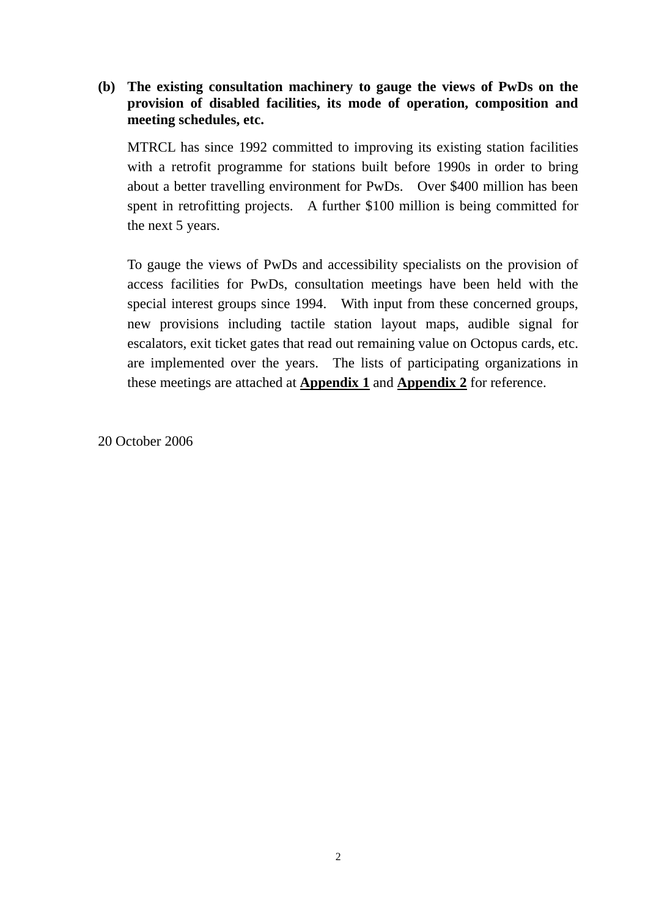**(b) The existing consultation machinery to gauge the views of PwDs on the provision of disabled facilities, its mode of operation, composition and meeting schedules, etc.**

MTRCL has since 1992 committed to improving its existing station facilities with a retrofit programme for stations built before 1990s in order to bring about a better travelling environment for PwDs. Over $400 million has been spent in retrofitting projects. A further $100 million is being committed for the next 5 years.

To gauge the views of PwDs and accessibility specialists on the provision of access facilities for PwDs, consultation meetings have been held with the special interest groups since 1994. With input from these concerned groups, new provisions including tactile station layout maps, audible signal for escalators, exit ticket gates that read out remaining value on Octopus cards, etc. are implemented over the years. The lists of participating organizations in these meetings are attached at **Appendix 1** and **Appendix 2** for reference.

20 October 2006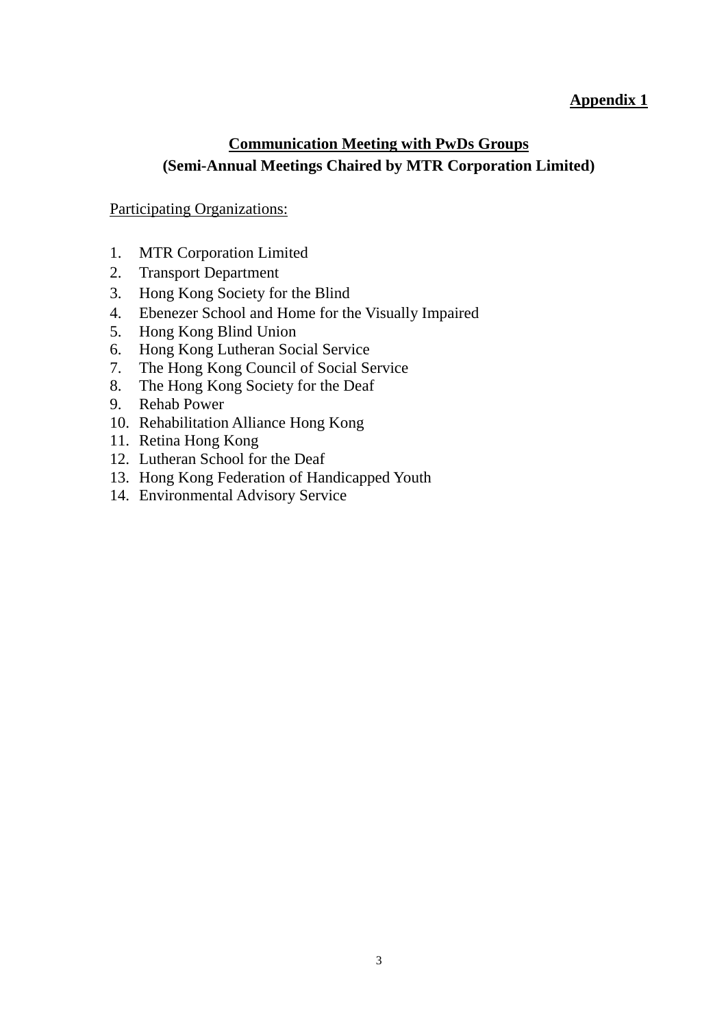**Appendix 1**

## Communication Meeting with PwDs Groups
## (Semi-Annual Meetings Chaired by MTR Corporation Limited)

Participating Organizations:

1. MTR Corporation Limited
2. Transport Department
3. Hong Kong Society for the Blind
4. Ebenezer School and Home for the Visually Impaired
5. Hong Kong Blind Union
6. Hong Kong Lutheran Social Service
7. The Hong Kong Council of Social Service
8. The Hong Kong Society for the Deaf
9. Rehab Power
10. Rehabilitation Alliance Hong Kong
11. Retina Hong Kong
12. Lutheran School for the Deaf
13. Hong Kong Federation of Handicapped Youth
14. Environmental Advisory Service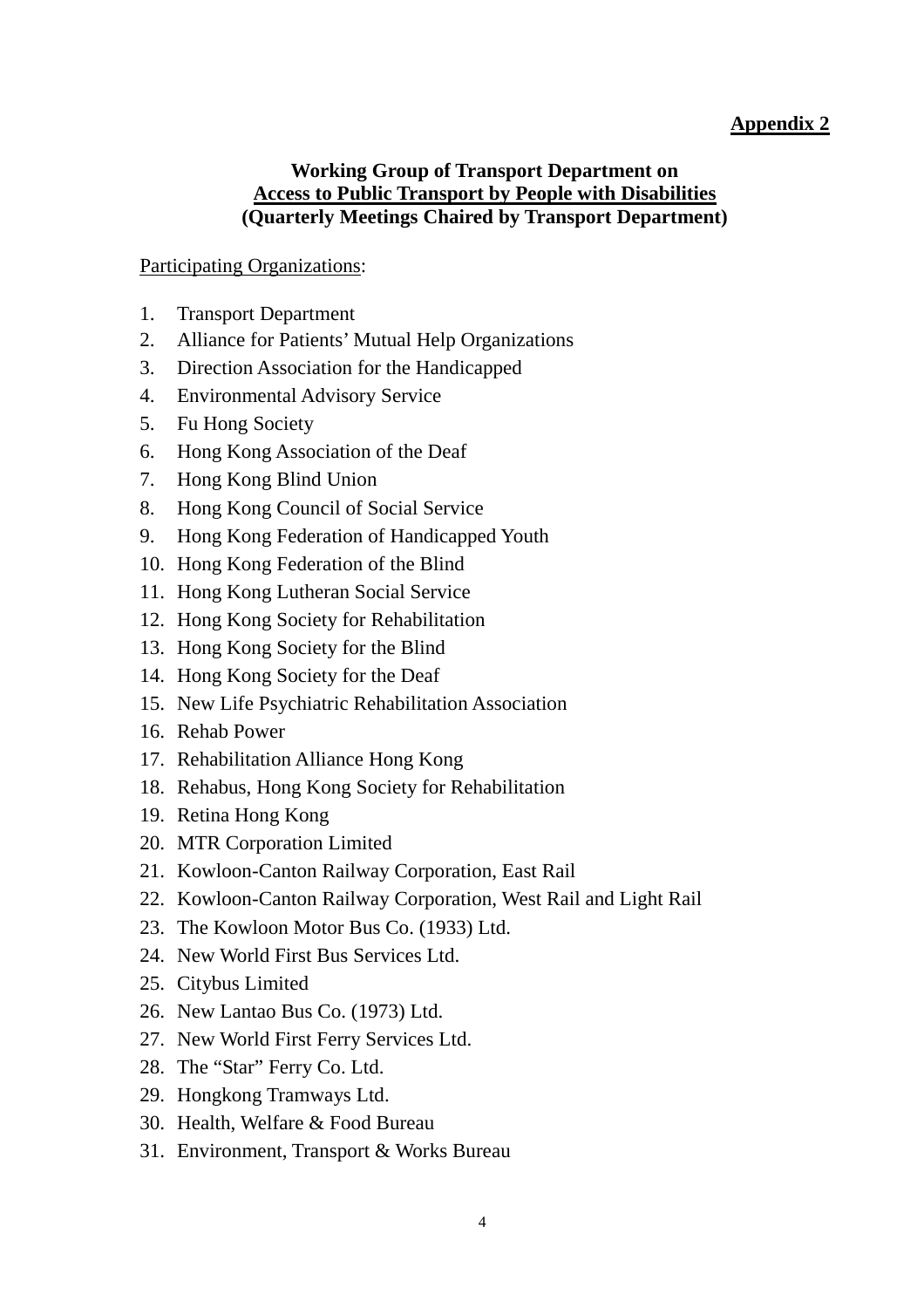**Appendix 2**

**Working Group of Transport Department on**
**Access to Public Transport by People with Disabilities**
**(Quarterly Meetings Chaired by Transport Department)**

Participating Organizations:

1. Transport Department
2. Alliance for Patients' Mutual Help Organizations
3. Direction Association for the Handicapped
4. Environmental Advisory Service
5. Fu Hong Society
6. Hong Kong Association of the Deaf
7. Hong Kong Blind Union
8. Hong Kong Council of Social Service
9. Hong Kong Federation of Handicapped Youth
10. Hong Kong Federation of the Blind
11. Hong Kong Lutheran Social Service
12. Hong Kong Society for Rehabilitation
13. Hong Kong Society for the Blind
14. Hong Kong Society for the Deaf
15. New Life Psychiatric Rehabilitation Association
16. Rehab Power
17. Rehabilitation Alliance Hong Kong
18. Rehabus, Hong Kong Society for Rehabilitation
19. Retina Hong Kong
20. MTR Corporation Limited
21. Kowloon-Canton Railway Corporation, East Rail
22. Kowloon-Canton Railway Corporation, West Rail and Light Rail
23. The Kowloon Motor Bus Co. (1933) Ltd.
24. New World First Bus Services Ltd.
25. Citybus Limited
26. New Lantao Bus Co. (1973) Ltd.
27. New World First Ferry Services Ltd.
28. The "Star" Ferry Co. Ltd.
29. Hongkong Tramways Ltd.
30. Health, Welfare & Food Bureau
31. Environment, Transport & Works Bureau